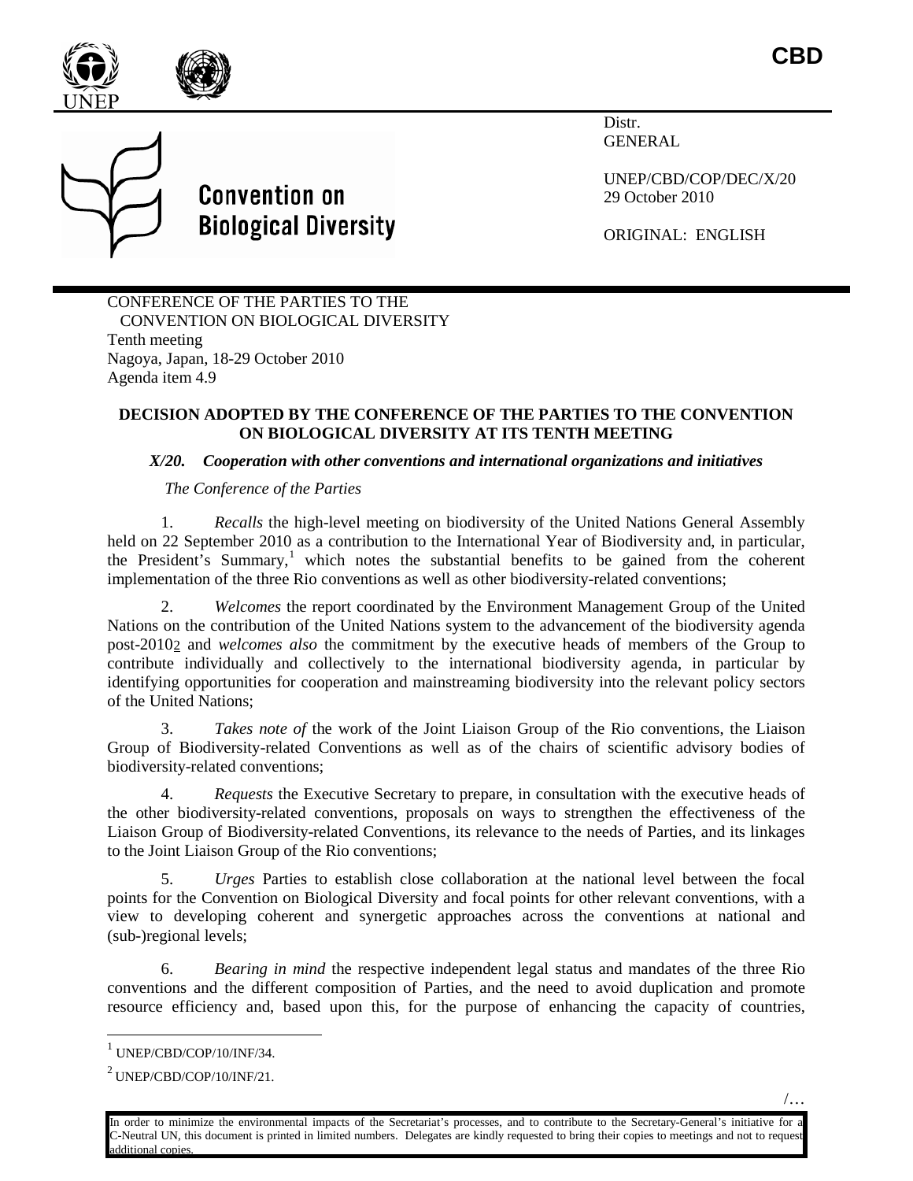CBD

Distr.
GENERAL

UNEP/CBD/COP/DEC/X/20
29 October 2010

ORIGINAL: ENGLISH

Convention on Biological Diversity

CONFERENCE OF THE PARTIES TO THE CONVENTION ON BIOLOGICAL DIVERSITY
Tenth meeting
Nagoya, Japan, 18-29 October 2010
Agenda item 4.9

**DECISION ADOPTED BY THE CONFERENCE OF THE PARTIES TO THE CONVENTION ON BIOLOGICAL DIVERSITY AT ITS TENTH MEETING**

***X/20. Cooperation with other conventions and international organizations and initiatives***

*The Conference of the Parties*

1. *Recalls* the high-level meeting on biodiversity of the United Nations General Assembly held on 22 September 2010 as a contribution to the International Year of Biodiversity and, in particular, the President's Summary,[1] which notes the substantial benefits to be gained from the coherent implementation of the three Rio conventions as well as other biodiversity-related conventions;

2. *Welcomes* the report coordinated by the Environment Management Group of the United Nations on the contribution of the United Nations system to the advancement of the biodiversity agenda post-2010[2] and *welcomes also* the commitment by the executive heads of members of the Group to contribute individually and collectively to the international biodiversity agenda, in particular by identifying opportunities for cooperation and mainstreaming biodiversity into the relevant policy sectors of the United Nations;

3. *Takes note of* the work of the Joint Liaison Group of the Rio conventions, the Liaison Group of Biodiversity-related Conventions as well as of the chairs of scientific advisory bodies of biodiversity-related conventions;

4. *Requests* the Executive Secretary to prepare, in consultation with the executive heads of the other biodiversity-related conventions, proposals on ways to strengthen the effectiveness of the Liaison Group of Biodiversity-related Conventions, its relevance to the needs of Parties, and its linkages to the Joint Liaison Group of the Rio conventions;

5. *Urges* Parties to establish close collaboration at the national level between the focal points for the Convention on Biological Diversity and focal points for other relevant conventions, with a view to developing coherent and synergetic approaches across the conventions at national and (sub-)regional levels;

6. *Bearing in mind* the respective independent legal status and mandates of the three Rio conventions and the different composition of Parties, and the need to avoid duplication and promote resource efficiency and, based upon this, for the purpose of enhancing the capacity of countries,

[1] UNEP/CBD/COP/10/INF/34.

[2] UNEP/CBD/COP/10/INF/21.

/…

In order to minimize the environmental impacts of the Secretariat's processes, and to contribute to the Secretary-General's initiative for a C-Neutral UN, this document is printed in limited numbers. Delegates are kindly requested to bring their copies to meetings and not to request additional copies.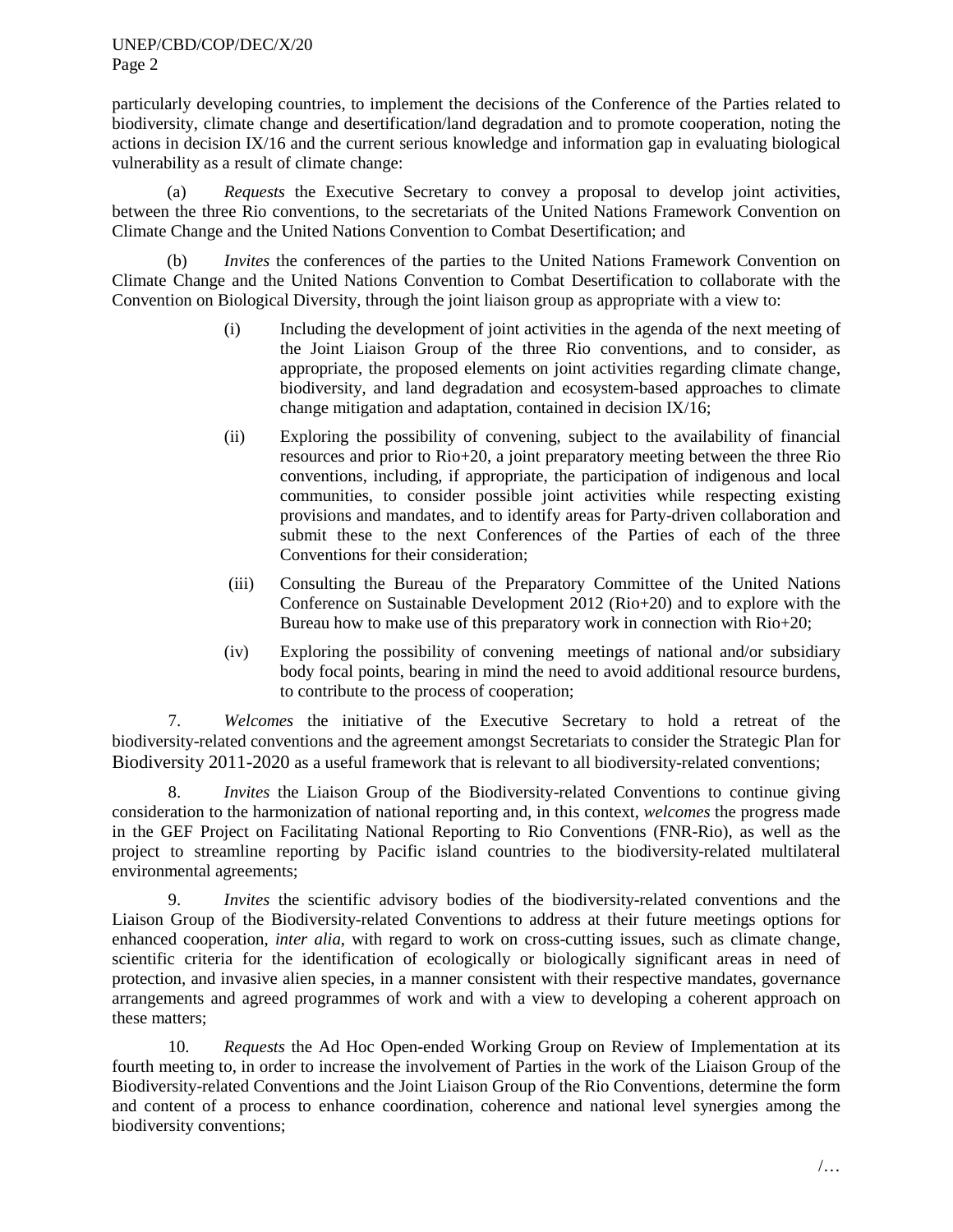particularly developing countries, to implement the decisions of the Conference of the Parties related to biodiversity, climate change and desertification/land degradation and to promote cooperation, noting the actions in decision IX/16 and the current serious knowledge and information gap in evaluating biological vulnerability as a result of climate change:

(a) *Requests* the Executive Secretary to convey a proposal to develop joint activities, between the three Rio conventions, to the secretariats of the United Nations Framework Convention on Climate Change and the United Nations Convention to Combat Desertification; and

(b) *Invites* the conferences of the parties to the United Nations Framework Convention on Climate Change and the United Nations Convention to Combat Desertification to collaborate with the Convention on Biological Diversity, through the joint liaison group as appropriate with a view to:

(i) Including the development of joint activities in the agenda of the next meeting of the Joint Liaison Group of the three Rio conventions, and to consider, as appropriate, the proposed elements on joint activities regarding climate change, biodiversity, and land degradation and ecosystem-based approaches to climate change mitigation and adaptation, contained in decision IX/16;

(ii) Exploring the possibility of convening, subject to the availability of financial resources and prior to Rio+20, a joint preparatory meeting between the three Rio conventions, including, if appropriate, the participation of indigenous and local communities, to consider possible joint activities while respecting existing provisions and mandates, and to identify areas for Party-driven collaboration and submit these to the next Conferences of the Parties of each of the three Conventions for their consideration;

(iii) Consulting the Bureau of the Preparatory Committee of the United Nations Conference on Sustainable Development 2012 (Rio+20) and to explore with the Bureau how to make use of this preparatory work in connection with Rio+20;

(iv) Exploring the possibility of convening meetings of national and/or subsidiary body focal points, bearing in mind the need to avoid additional resource burdens, to contribute to the process of cooperation;

7. *Welcomes* the initiative of the Executive Secretary to hold a retreat of the biodiversity-related conventions and the agreement amongst Secretariats to consider the Strategic Plan for Biodiversity 2011-2020 as a useful framework that is relevant to all biodiversity-related conventions;

8. *Invites* the Liaison Group of the Biodiversity-related Conventions to continue giving consideration to the harmonization of national reporting and, in this context, *welcomes* the progress made in the GEF Project on Facilitating National Reporting to Rio Conventions (FNR-Rio), as well as the project to streamline reporting by Pacific island countries to the biodiversity-related multilateral environmental agreements;

9. *Invites* the scientific advisory bodies of the biodiversity-related conventions and the Liaison Group of the Biodiversity-related Conventions to address at their future meetings options for enhanced cooperation, *inter alia*, with regard to work on cross-cutting issues, such as climate change, scientific criteria for the identification of ecologically or biologically significant areas in need of protection, and invasive alien species, in a manner consistent with their respective mandates, governance arrangements and agreed programmes of work and with a view to developing a coherent approach on these matters;

10. *Requests* the Ad Hoc Open-ended Working Group on Review of Implementation at its fourth meeting to, in order to increase the involvement of Parties in the work of the Liaison Group of the Biodiversity-related Conventions and the Joint Liaison Group of the Rio Conventions, determine the form and content of a process to enhance coordination, coherence and national level synergies among the biodiversity conventions;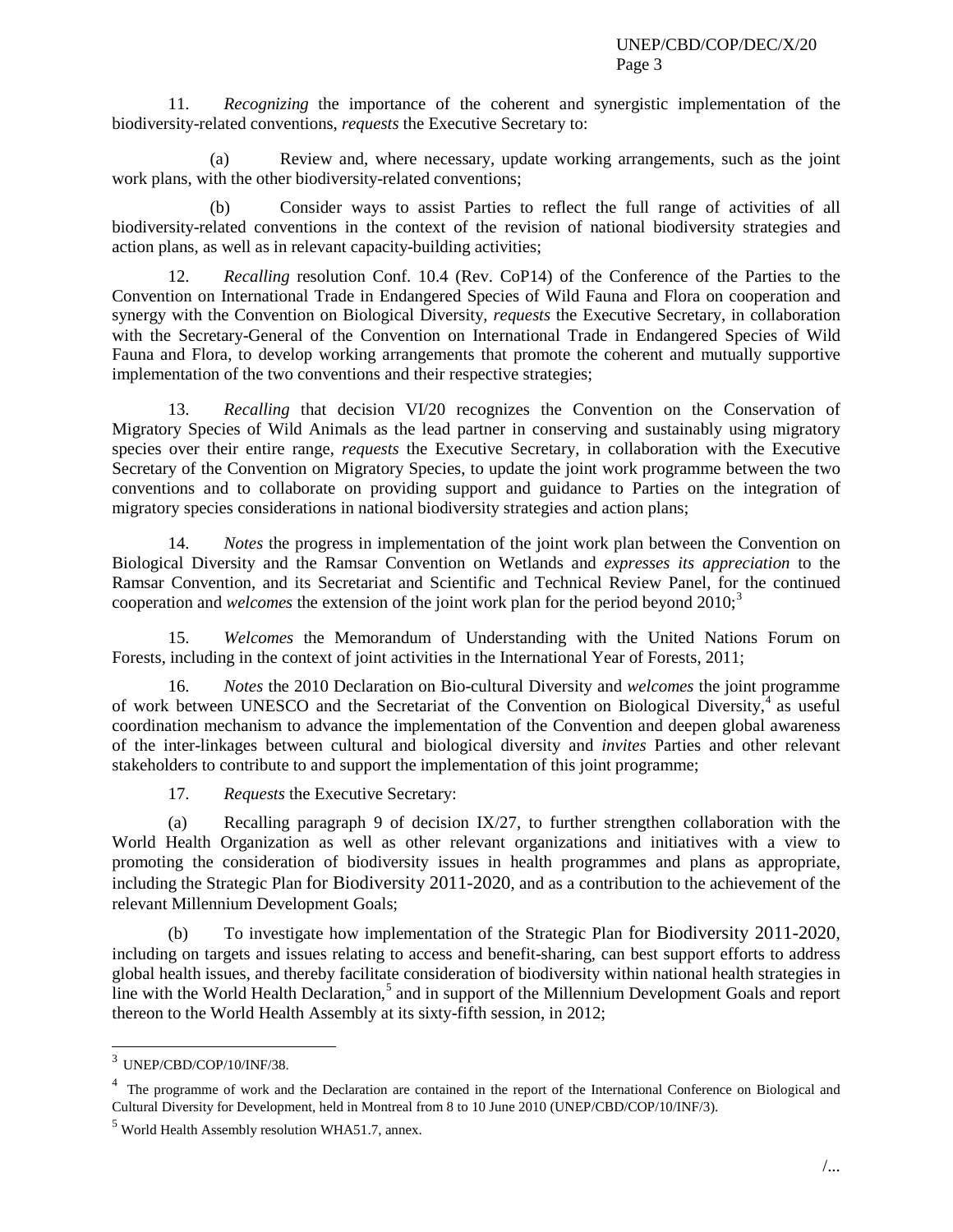11. *Recognizing* the importance of the coherent and synergistic implementation of the biodiversity-related conventions, *requests* the Executive Secretary to:

(a) Review and, where necessary, update working arrangements, such as the joint work plans, with the other biodiversity-related conventions;

(b) Consider ways to assist Parties to reflect the full range of activities of all biodiversity-related conventions in the context of the revision of national biodiversity strategies and action plans, as well as in relevant capacity-building activities;

12. *Recalling* resolution Conf. 10.4 (Rev. CoP14) of the Conference of the Parties to the Convention on International Trade in Endangered Species of Wild Fauna and Flora on cooperation and synergy with the Convention on Biological Diversity, *requests* the Executive Secretary, in collaboration with the Secretary-General of the Convention on International Trade in Endangered Species of Wild Fauna and Flora, to develop working arrangements that promote the coherent and mutually supportive implementation of the two conventions and their respective strategies;

13. *Recalling* that decision VI/20 recognizes the Convention on the Conservation of Migratory Species of Wild Animals as the lead partner in conserving and sustainably using migratory species over their entire range, *requests* the Executive Secretary, in collaboration with the Executive Secretary of the Convention on Migratory Species, to update the joint work programme between the two conventions and to collaborate on providing support and guidance to Parties on the integration of migratory species considerations in national biodiversity strategies and action plans;

14. *Notes* the progress in implementation of the joint work plan between the Convention on Biological Diversity and the Ramsar Convention on Wetlands and *expresses its appreciation* to the Ramsar Convention, and its Secretariat and Scientific and Technical Review Panel, for the continued cooperation and *welcomes* the extension of the joint work plan for the period beyond 2010;[3]

15. *Welcomes* the Memorandum of Understanding with the United Nations Forum on Forests, including in the context of joint activities in the International Year of Forests, 2011;

16. *Notes* the 2010 Declaration on Bio-cultural Diversity and *welcomes* the joint programme of work between UNESCO and the Secretariat of the Convention on Biological Diversity,[4] as useful coordination mechanism to advance the implementation of the Convention and deepen global awareness of the inter-linkages between cultural and biological diversity and *invites* Parties and other relevant stakeholders to contribute to and support the implementation of this joint programme;

17. *Requests* the Executive Secretary:

(a) Recalling paragraph 9 of decision IX/27, to further strengthen collaboration with the World Health Organization as well as other relevant organizations and initiatives with a view to promoting the consideration of biodiversity issues in health programmes and plans as appropriate, including the Strategic Plan for Biodiversity 2011-2020, and as a contribution to the achievement of the relevant Millennium Development Goals;

(b) To investigate how implementation of the Strategic Plan for Biodiversity 2011-2020, including on targets and issues relating to access and benefit-sharing, can best support efforts to address global health issues, and thereby facilitate consideration of biodiversity within national health strategies in line with the World Health Declaration,[5] and in support of the Millennium Development Goals and report thereon to the World Health Assembly at its sixty-fifth session, in 2012;

---

[3] UNEP/CBD/COP/10/INF/38.

[4] The programme of work and the Declaration are contained in the report of the International Conference on Biological and Cultural Diversity for Development, held in Montreal from 8 to 10 June 2010 (UNEP/CBD/COP/10/INF/3).

[5] World Health Assembly resolution WHA51.7, annex.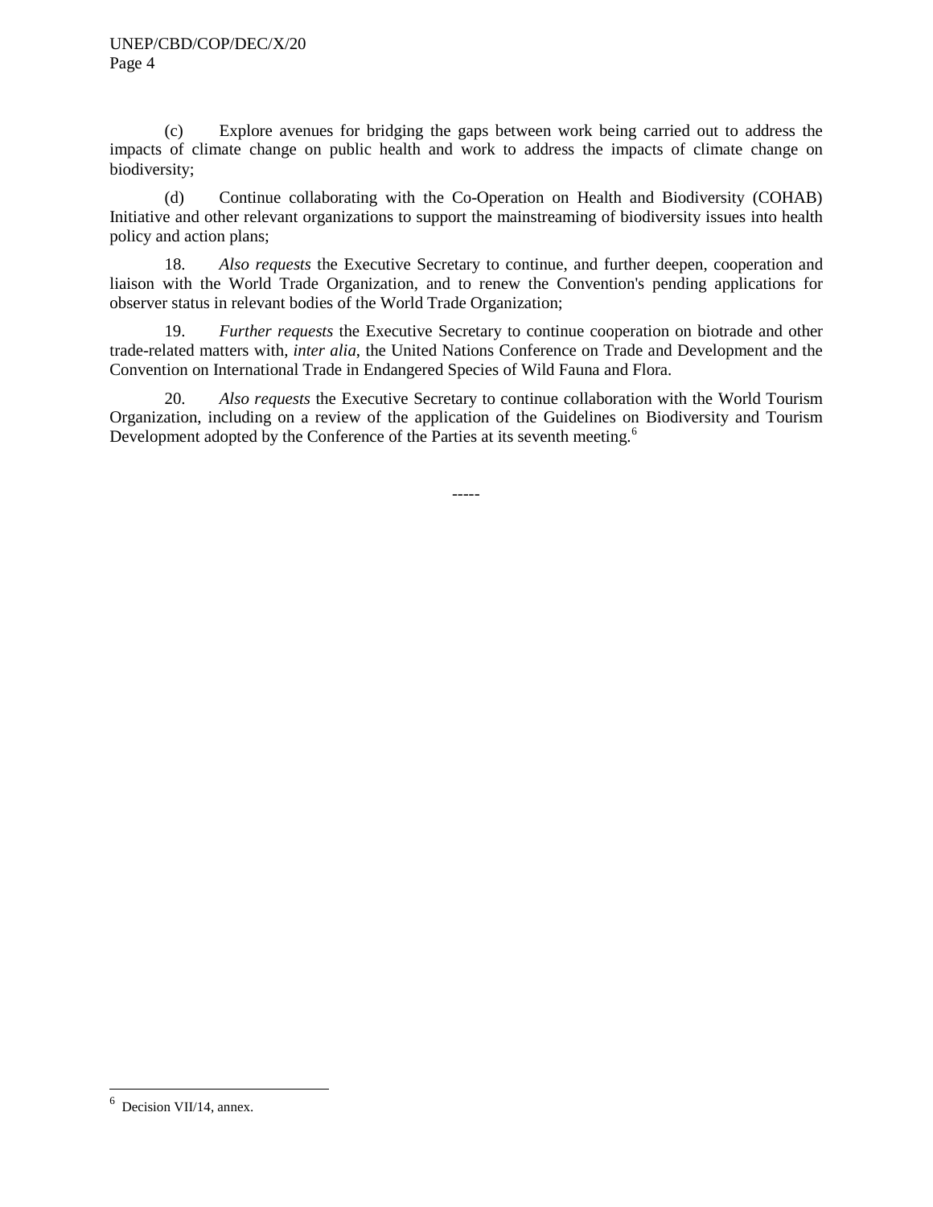(c) Explore avenues for bridging the gaps between work being carried out to address the impacts of climate change on public health and work to address the impacts of climate change on biodiversity;

(d) Continue collaborating with the Co-Operation on Health and Biodiversity (COHAB) Initiative and other relevant organizations to support the mainstreaming of biodiversity issues into health policy and action plans;

18. *Also requests* the Executive Secretary to continue, and further deepen, cooperation and liaison with the World Trade Organization, and to renew the Convention's pending applications for observer status in relevant bodies of the World Trade Organization;

19. *Further requests* the Executive Secretary to continue cooperation on biotrade and other trade-related matters with, *inter alia*, the United Nations Conference on Trade and Development and the Convention on International Trade in Endangered Species of Wild Fauna and Flora.

20. *Also requests* the Executive Secretary to continue collaboration with the World Tourism Organization, including on a review of the application of the Guidelines on Biodiversity and Tourism Development adopted by the Conference of the Parties at its seventh meeting.[6]

-----

[6] Decision VII/14, annex.